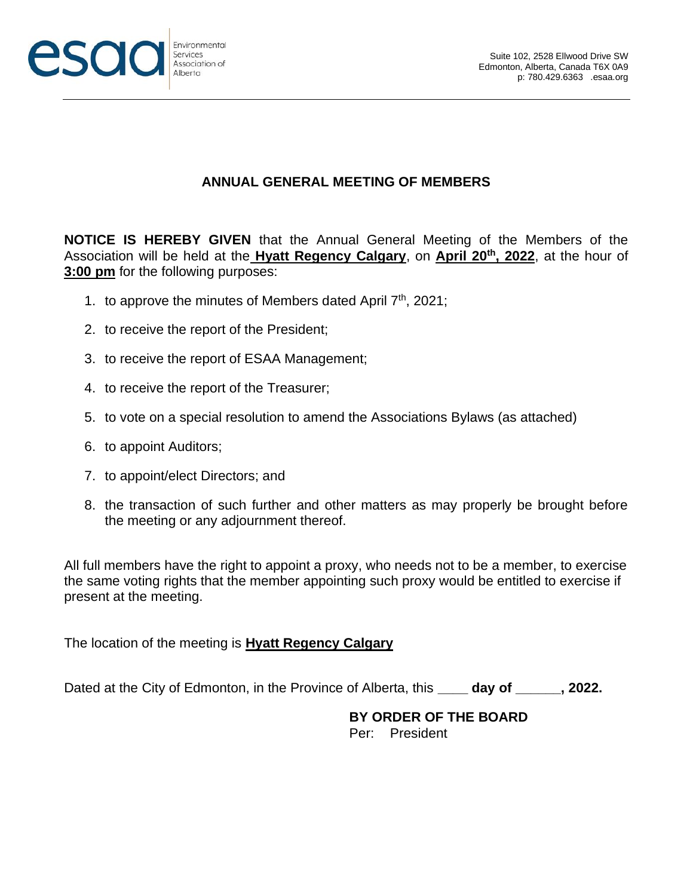esaa Environmental Services Association of Alberta

Suite 102, 2528 Ellwood Drive SW
Edmonton, Alberta, Canada T6X 0A9
p: 780.429.6363 .esaa.org

## ANNUAL GENERAL MEETING OF MEMBERS

**NOTICE IS HEREBY GIVEN** that the Annual General Meeting of the Members of the Association will be held at the **Hyatt Regency Calgary**, on **April 20th, 2022**, at the hour of **3:00 pm** for the following purposes:

1. to approve the minutes of Members dated April 7th, 2021;
2. to receive the report of the President;
3. to receive the report of ESAA Management;
4. to receive the report of the Treasurer;
5. to vote on a special resolution to amend the Associations Bylaws (as attached)
6. to appoint Auditors;
7. to appoint/elect Directors; and
8. the transaction of such further and other matters as may properly be brought before the meeting or any adjournment thereof.

All full members have the right to appoint a proxy, who needs not to be a member, to exercise the same voting rights that the member appointing such proxy would be entitled to exercise if present at the meeting.

The location of the meeting is **Hyatt Regency Calgary**

Dated at the City of Edmonton, in the Province of Alberta, this ____ **day of ______, 2022.**

**BY ORDER OF THE BOARD**
Per: President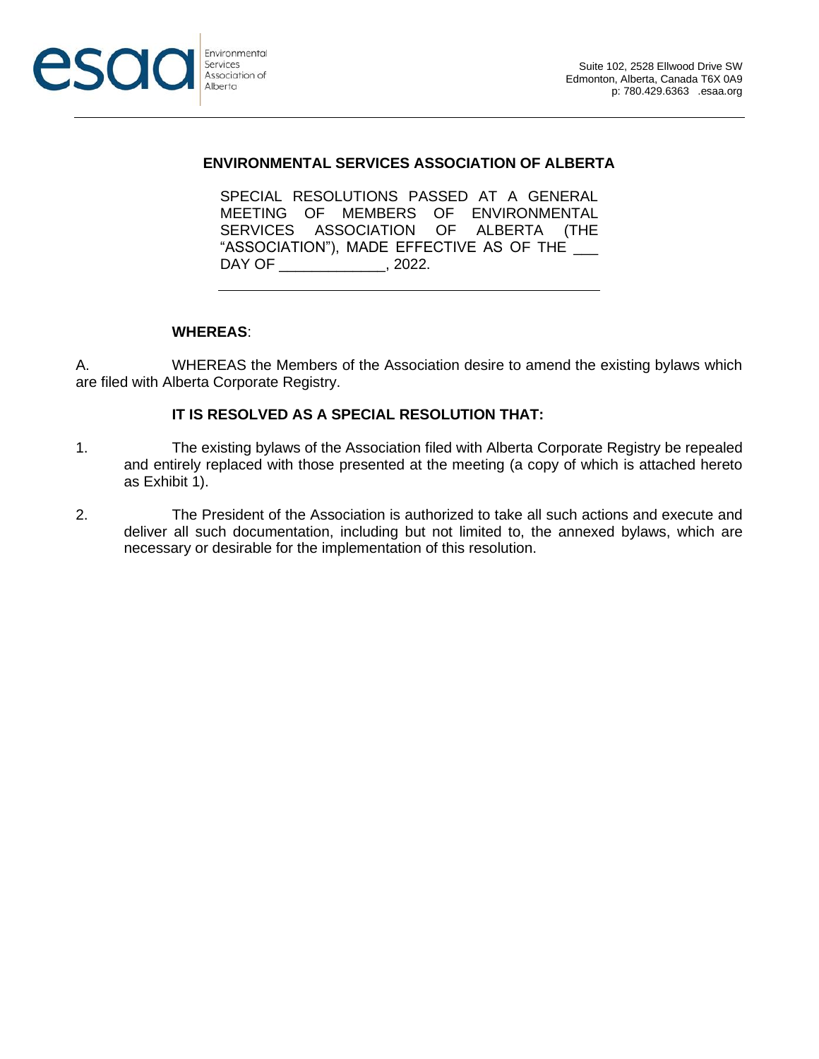# ENVIRONMENTAL SERVICES ASSOCIATION OF ALBERTA

SPECIAL RESOLUTIONS PASSED AT A GENERAL MEETING OF MEMBERS OF ENVIRONMENTAL SERVICES ASSOCIATION OF ALBERTA (THE "ASSOCIATION"), MADE EFFECTIVE AS OF THE ___ DAY OF _____________, 2022.

---

**WHEREAS**:

A. WHEREAS the Members of the Association desire to amend the existing bylaws which are filed with Alberta Corporate Registry.

**IT IS RESOLVED AS A SPECIAL RESOLUTION THAT:**

1. The existing bylaws of the Association filed with Alberta Corporate Registry be repealed and entirely replaced with those presented at the meeting (a copy of which is attached hereto as Exhibit 1).

2. The President of the Association is authorized to take all such actions and execute and deliver all such documentation, including but not limited to, the annexed bylaws, which are necessary or desirable for the implementation of this resolution.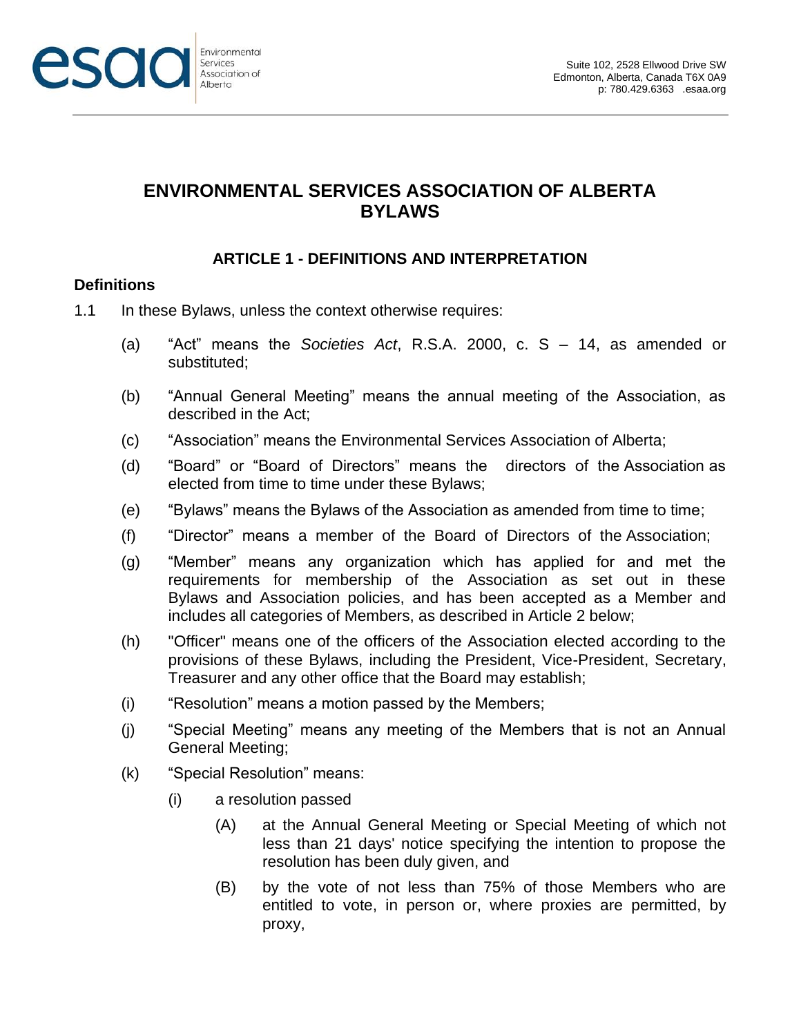# ENVIRONMENTAL SERVICES ASSOCIATION OF ALBERTA BYLAWS

## ARTICLE 1 - DEFINITIONS AND INTERPRETATION

### Definitions

1.1 In these Bylaws, unless the context otherwise requires:

(a) "Act" means the *Societies Act*, R.S.A. 2000, c. S – 14, as amended or substituted;

(b) "Annual General Meeting" means the annual meeting of the Association, as described in the Act;

(c) "Association" means the Environmental Services Association of Alberta;

(d) "Board" or "Board of Directors" means the directors of the Association as elected from time to time under these Bylaws;

(e) "Bylaws" means the Bylaws of the Association as amended from time to time;

(f) "Director" means a member of the Board of Directors of the Association;

(g) "Member" means any organization which has applied for and met the requirements for membership of the Association as set out in these Bylaws and Association policies, and has been accepted as a Member and includes all categories of Members, as described in Article 2 below;

(h) "Officer" means one of the officers of the Association elected according to the provisions of these Bylaws, including the President, Vice-President, Secretary, Treasurer and any other office that the Board may establish;

(i) "Resolution" means a motion passed by the Members;

(j) "Special Meeting" means any meeting of the Members that is not an Annual General Meeting;

(k) "Special Resolution" means:

(i) a resolution passed

(A) at the Annual General Meeting or Special Meeting of which not less than 21 days' notice specifying the intention to propose the resolution has been duly given, and

(B) by the vote of not less than 75% of those Members who are entitled to vote, in person or, where proxies are permitted, by proxy,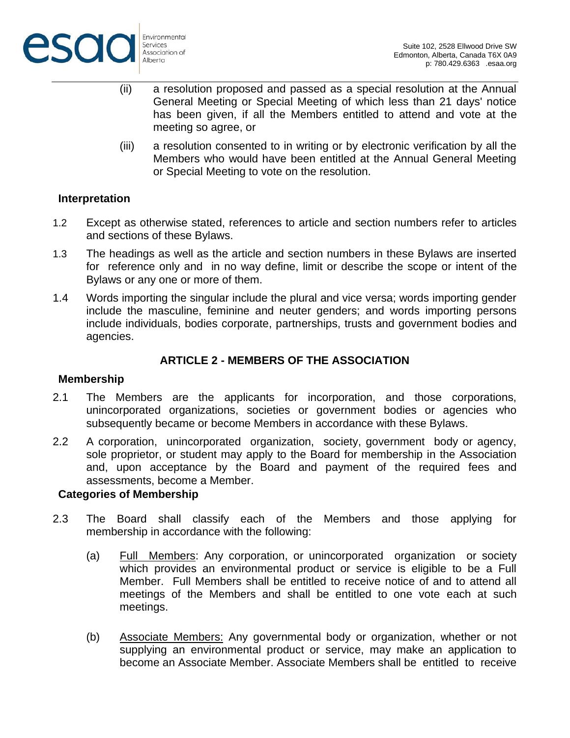(ii) a resolution proposed and passed as a special resolution at the Annual General Meeting or Special Meeting of which less than 21 days' notice has been given, if all the Members entitled to attend and vote at the meeting so agree, or

(iii) a resolution consented to in writing or by electronic verification by all the Members who would have been entitled at the Annual General Meeting or Special Meeting to vote on the resolution.

**Interpretation**

1.2 Except as otherwise stated, references to article and section numbers refer to articles and sections of these Bylaws.

1.3 The headings as well as the article and section numbers in these Bylaws are inserted for reference only and in no way define, limit or describe the scope or intent of the Bylaws or any one or more of them.

1.4 Words importing the singular include the plural and vice versa; words importing gender include the masculine, feminine and neuter genders; and words importing persons include individuals, bodies corporate, partnerships, trusts and government bodies and agencies.

## ARTICLE 2 - MEMBERS OF THE ASSOCIATION

**Membership**

2.1 The Members are the applicants for incorporation, and those corporations, unincorporated organizations, societies or government bodies or agencies who subsequently became or become Members in accordance with these Bylaws.

2.2 A corporation, unincorporated organization, society, government body or agency, sole proprietor, or student may apply to the Board for membership in the Association and, upon acceptance by the Board and payment of the required fees and assessments, become a Member.

**Categories of Membership**

2.3 The Board shall classify each of the Members and those applying for membership in accordance with the following:

(a) Full Members: Any corporation, or unincorporated organization or society which provides an environmental product or service is eligible to be a Full Member. Full Members shall be entitled to receive notice of and to attend all meetings of the Members and shall be entitled to one vote each at such meetings.

(b) Associate Members: Any governmental body or organization, whether or not supplying an environmental product or service, may make an application to become an Associate Member. Associate Members shall be entitled to receive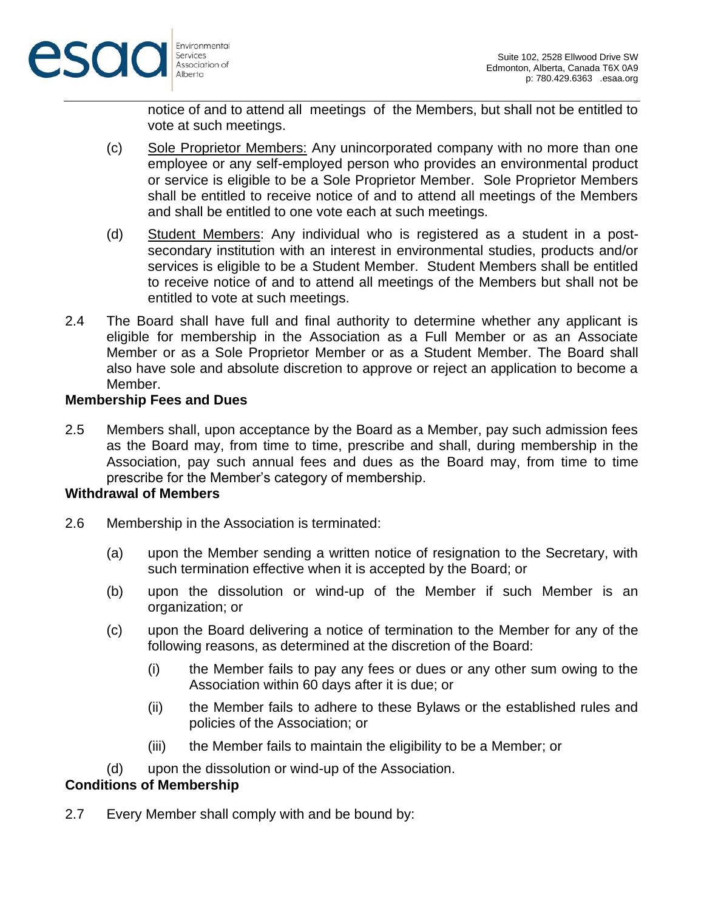notice of and to attend all meetings of the Members, but shall not be entitled to vote at such meetings.

(c) Sole Proprietor Members: Any unincorporated company with no more than one employee or any self-employed person who provides an environmental product or service is eligible to be a Sole Proprietor Member. Sole Proprietor Members shall be entitled to receive notice of and to attend all meetings of the Members and shall be entitled to one vote each at such meetings.

(d) Student Members: Any individual who is registered as a student in a post-secondary institution with an interest in environmental studies, products and/or services is eligible to be a Student Member. Student Members shall be entitled to receive notice of and to attend all meetings of the Members but shall not be entitled to vote at such meetings.

2.4 The Board shall have full and final authority to determine whether any applicant is eligible for membership in the Association as a Full Member or as an Associate Member or as a Sole Proprietor Member or as a Student Member. The Board shall also have sole and absolute discretion to approve or reject an application to become a Member.

**Membership Fees and Dues**

2.5 Members shall, upon acceptance by the Board as a Member, pay such admission fees as the Board may, from time to time, prescribe and shall, during membership in the Association, pay such annual fees and dues as the Board may, from time to time prescribe for the Member's category of membership.

**Withdrawal of Members**

2.6 Membership in the Association is terminated:

(a) upon the Member sending a written notice of resignation to the Secretary, with such termination effective when it is accepted by the Board; or

(b) upon the dissolution or wind-up of the Member if such Member is an organization; or

(c) upon the Board delivering a notice of termination to the Member for any of the following reasons, as determined at the discretion of the Board:

(i) the Member fails to pay any fees or dues or any other sum owing to the Association within 60 days after it is due; or

(ii) the Member fails to adhere to these Bylaws or the established rules and policies of the Association; or

(iii) the Member fails to maintain the eligibility to be a Member; or

(d) upon the dissolution or wind-up of the Association.

**Conditions of Membership**

2.7 Every Member shall comply with and be bound by: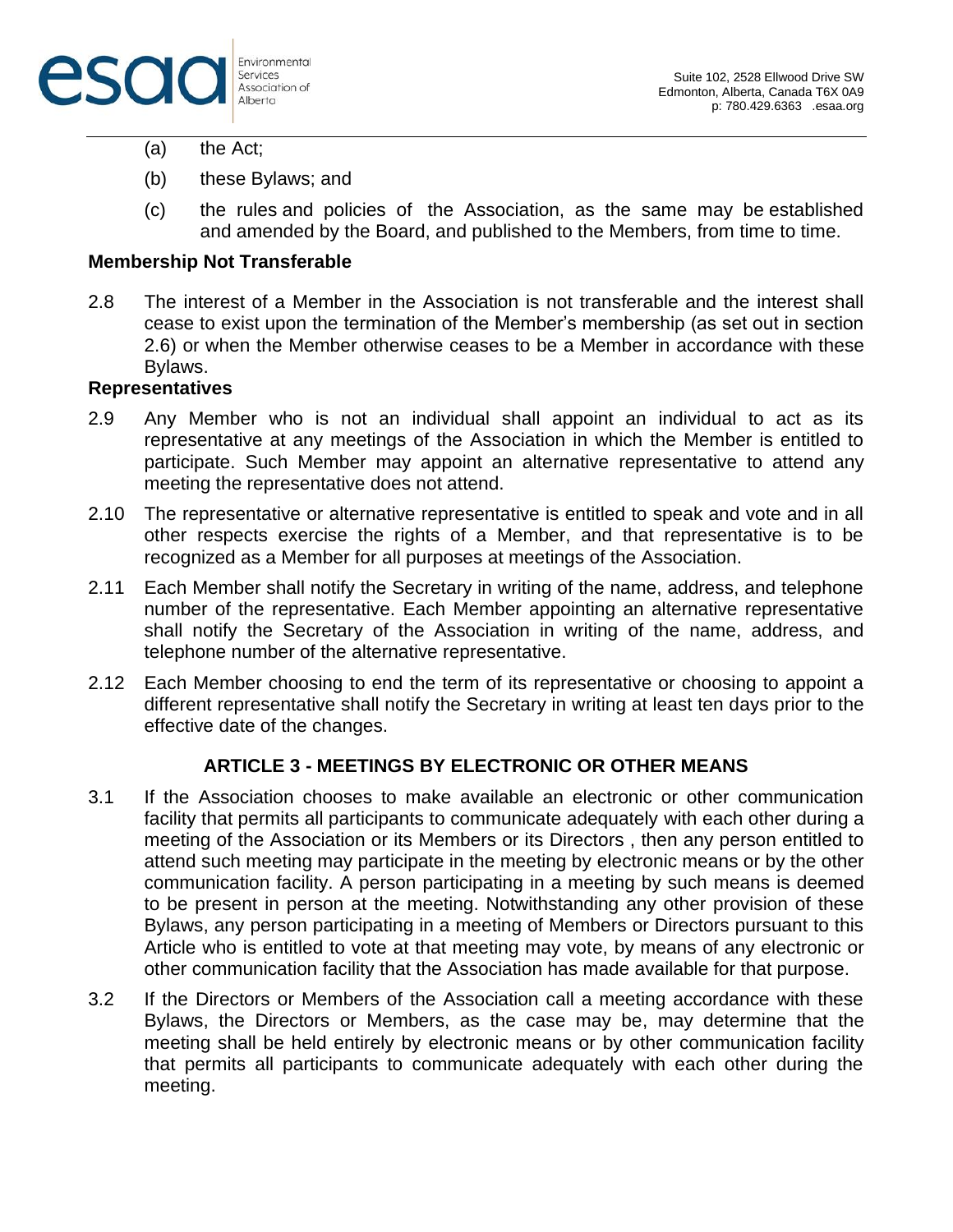(a) the Act;

(b) these Bylaws; and

(c) the rules and policies of the Association, as the same may be established and amended by the Board, and published to the Members, from time to time.

**Membership Not Transferable**

2.8 The interest of a Member in the Association is not transferable and the interest shall cease to exist upon the termination of the Member's membership (as set out in section 2.6) or when the Member otherwise ceases to be a Member in accordance with these Bylaws.

**Representatives**

2.9 Any Member who is not an individual shall appoint an individual to act as its representative at any meetings of the Association in which the Member is entitled to participate. Such Member may appoint an alternative representative to attend any meeting the representative does not attend.

2.10 The representative or alternative representative is entitled to speak and vote and in all other respects exercise the rights of a Member, and that representative is to be recognized as a Member for all purposes at meetings of the Association.

2.11 Each Member shall notify the Secretary in writing of the name, address, and telephone number of the representative. Each Member appointing an alternative representative shall notify the Secretary of the Association in writing of the name, address, and telephone number of the alternative representative.

2.12 Each Member choosing to end the term of its representative or choosing to appoint a different representative shall notify the Secretary in writing at least ten days prior to the effective date of the changes.

## ARTICLE 3 - MEETINGS BY ELECTRONIC OR OTHER MEANS

3.1 If the Association chooses to make available an electronic or other communication facility that permits all participants to communicate adequately with each other during a meeting of the Association or its Members or its Directors , then any person entitled to attend such meeting may participate in the meeting by electronic means or by the other communication facility. A person participating in a meeting by such means is deemed to be present in person at the meeting. Notwithstanding any other provision of these Bylaws, any person participating in a meeting of Members or Directors pursuant to this Article who is entitled to vote at that meeting may vote, by means of any electronic or other communication facility that the Association has made available for that purpose.

3.2 If the Directors or Members of the Association call a meeting accordance with these Bylaws, the Directors or Members, as the case may be, may determine that the meeting shall be held entirely by electronic means or by other communication facility that permits all participants to communicate adequately with each other during the meeting.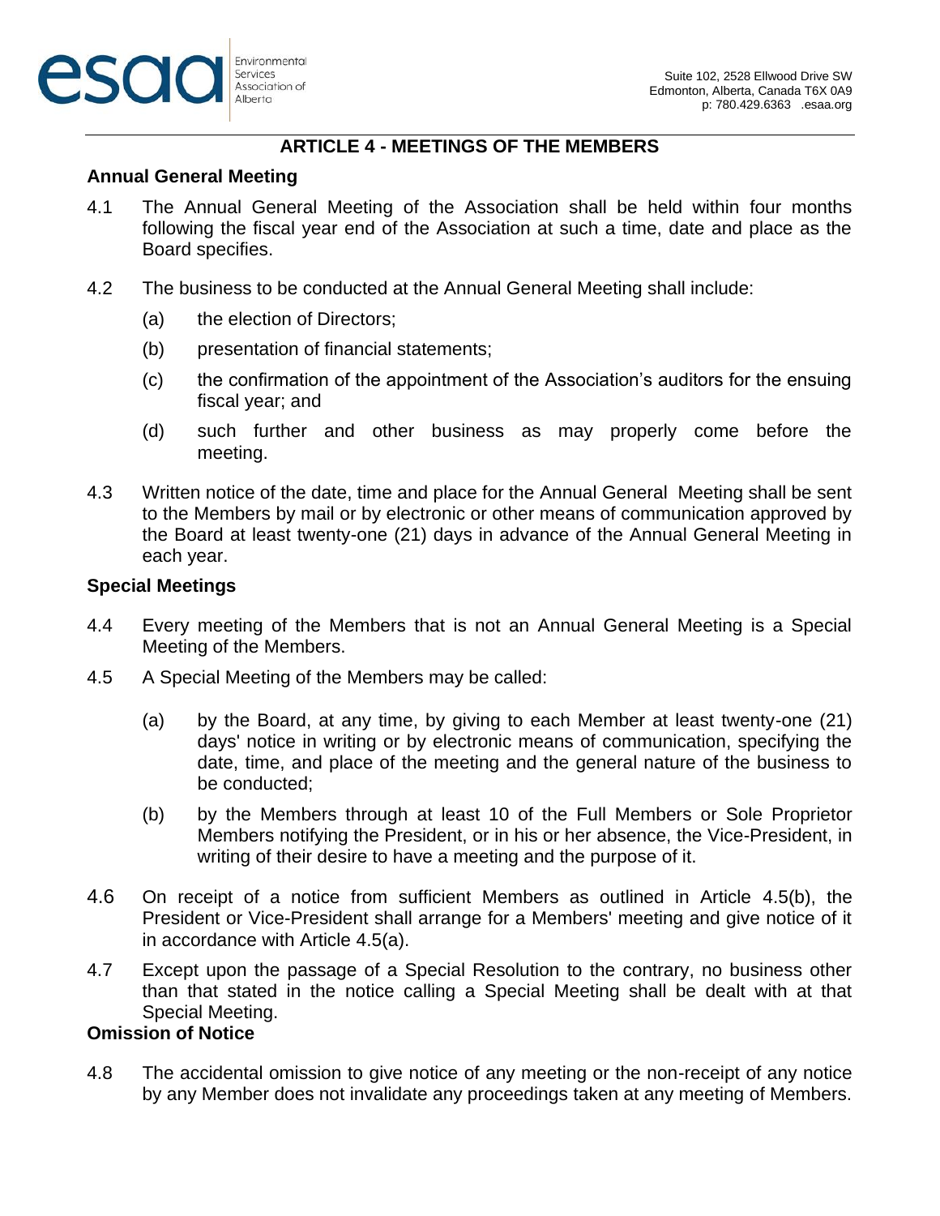## ARTICLE 4 - MEETINGS OF THE MEMBERS

### Annual General Meeting

4.1 The Annual General Meeting of the Association shall be held within four months following the fiscal year end of the Association at such a time, date and place as the Board specifies.

4.2 The business to be conducted at the Annual General Meeting shall include:

(a) the election of Directors;

(b) presentation of financial statements;

(c) the confirmation of the appointment of the Association's auditors for the ensuing fiscal year; and

(d) such further and other business as may properly come before the meeting.

4.3 Written notice of the date, time and place for the Annual General Meeting shall be sent to the Members by mail or by electronic or other means of communication approved by the Board at least twenty-one (21) days in advance of the Annual General Meeting in each year.

### Special Meetings

4.4 Every meeting of the Members that is not an Annual General Meeting is a Special Meeting of the Members.

4.5 A Special Meeting of the Members may be called:

(a) by the Board, at any time, by giving to each Member at least twenty-one (21) days' notice in writing or by electronic means of communication, specifying the date, time, and place of the meeting and the general nature of the business to be conducted;

(b) by the Members through at least 10 of the Full Members or Sole Proprietor Members notifying the President, or in his or her absence, the Vice-President, in writing of their desire to have a meeting and the purpose of it.

4.6 On receipt of a notice from sufficient Members as outlined in Article 4.5(b), the President or Vice-President shall arrange for a Members' meeting and give notice of it in accordance with Article 4.5(a).

4.7 Except upon the passage of a Special Resolution to the contrary, no business other than that stated in the notice calling a Special Meeting shall be dealt with at that Special Meeting.

### Omission of Notice

4.8 The accidental omission to give notice of any meeting or the non-receipt of any notice by any Member does not invalidate any proceedings taken at any meeting of Members.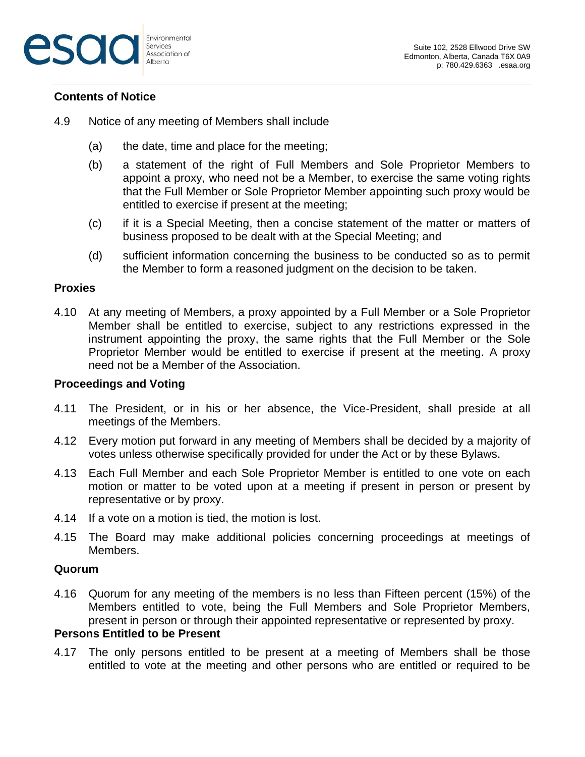**Contents of Notice**

4.9 Notice of any meeting of Members shall include

(a) the date, time and place for the meeting;

(b) a statement of the right of Full Members and Sole Proprietor Members to appoint a proxy, who need not be a Member, to exercise the same voting rights that the Full Member or Sole Proprietor Member appointing such proxy would be entitled to exercise if present at the meeting;

(c) if it is a Special Meeting, then a concise statement of the matter or matters of business proposed to be dealt with at the Special Meeting; and

(d) sufficient information concerning the business to be conducted so as to permit the Member to form a reasoned judgment on the decision to be taken.

**Proxies**

4.10 At any meeting of Members, a proxy appointed by a Full Member or a Sole Proprietor Member shall be entitled to exercise, subject to any restrictions expressed in the instrument appointing the proxy, the same rights that the Full Member or the Sole Proprietor Member would be entitled to exercise if present at the meeting. A proxy need not be a Member of the Association.

**Proceedings and Voting**

4.11 The President, or in his or her absence, the Vice-President, shall preside at all meetings of the Members.

4.12 Every motion put forward in any meeting of Members shall be decided by a majority of votes unless otherwise specifically provided for under the Act or by these Bylaws.

4.13 Each Full Member and each Sole Proprietor Member is entitled to one vote on each motion or matter to be voted upon at a meeting if present in person or present by representative or by proxy.

4.14 If a vote on a motion is tied, the motion is lost.

4.15 The Board may make additional policies concerning proceedings at meetings of Members.

**Quorum**

4.16 Quorum for any meeting of the members is no less than Fifteen percent (15%) of the Members entitled to vote, being the Full Members and Sole Proprietor Members, present in person or through their appointed representative or represented by proxy.

**Persons Entitled to be Present**

4.17 The only persons entitled to be present at a meeting of Members shall be those entitled to vote at the meeting and other persons who are entitled or required to be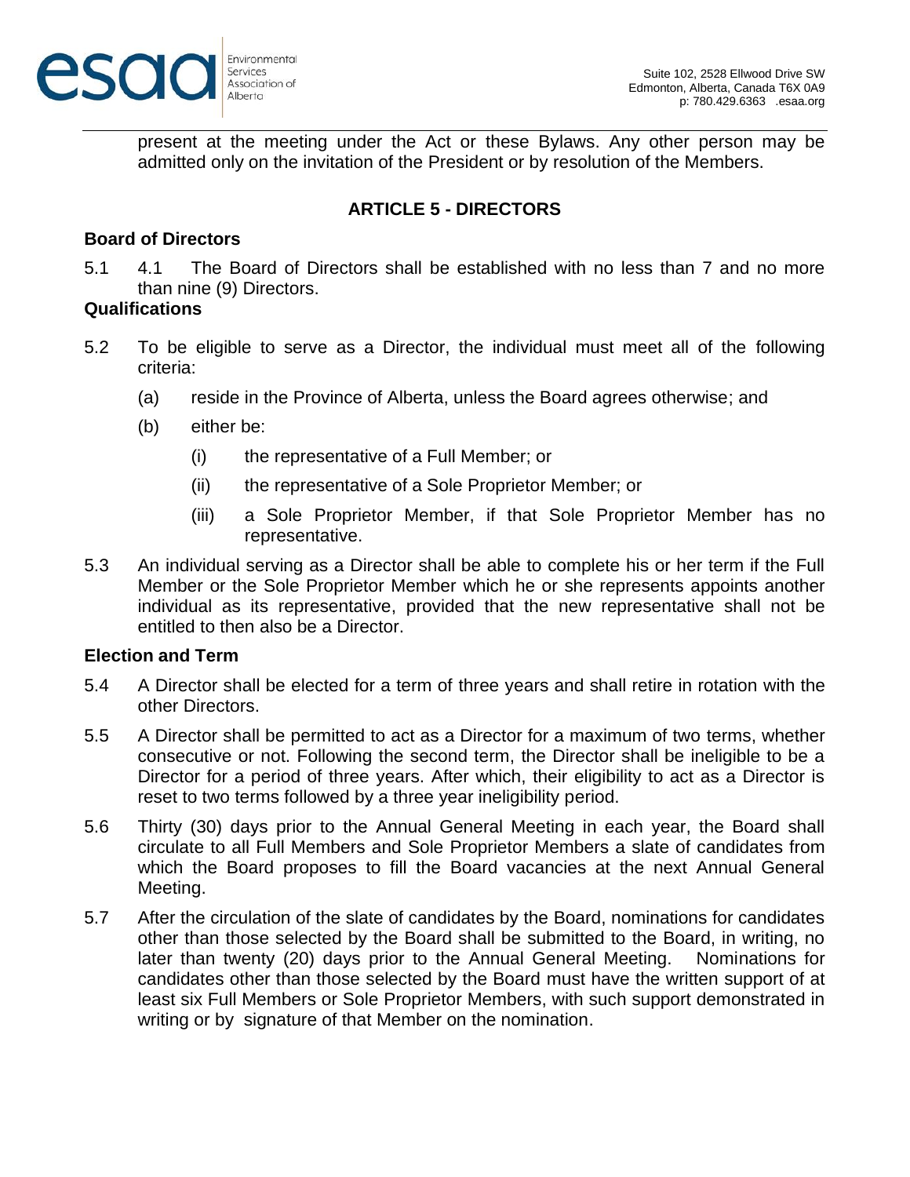present at the meeting under the Act or these Bylaws. Any other person may be admitted only on the invitation of the President or by resolution of the Members.

## ARTICLE 5 - DIRECTORS

### Board of Directors

5.1 4.1 The Board of Directors shall be established with no less than 7 and no more than nine (9) Directors.

### Qualifications

5.2 To be eligible to serve as a Director, the individual must meet all of the following criteria:

(a) reside in the Province of Alberta, unless the Board agrees otherwise; and

(b) either be:

(i) the representative of a Full Member; or

(ii) the representative of a Sole Proprietor Member; or

(iii) a Sole Proprietor Member, if that Sole Proprietor Member has no representative.

5.3 An individual serving as a Director shall be able to complete his or her term if the Full Member or the Sole Proprietor Member which he or she represents appoints another individual as its representative, provided that the new representative shall not be entitled to then also be a Director.

### Election and Term

5.4 A Director shall be elected for a term of three years and shall retire in rotation with the other Directors.

5.5 A Director shall be permitted to act as a Director for a maximum of two terms, whether consecutive or not. Following the second term, the Director shall be ineligible to be a Director for a period of three years. After which, their eligibility to act as a Director is reset to two terms followed by a three year ineligibility period.

5.6 Thirty (30) days prior to the Annual General Meeting in each year, the Board shall circulate to all Full Members and Sole Proprietor Members a slate of candidates from which the Board proposes to fill the Board vacancies at the next Annual General Meeting.

5.7 After the circulation of the slate of candidates by the Board, nominations for candidates other than those selected by the Board shall be submitted to the Board, in writing, no later than twenty (20) days prior to the Annual General Meeting. Nominations for candidates other than those selected by the Board must have the written support of at least six Full Members or Sole Proprietor Members, with such support demonstrated in writing or by signature of that Member on the nomination.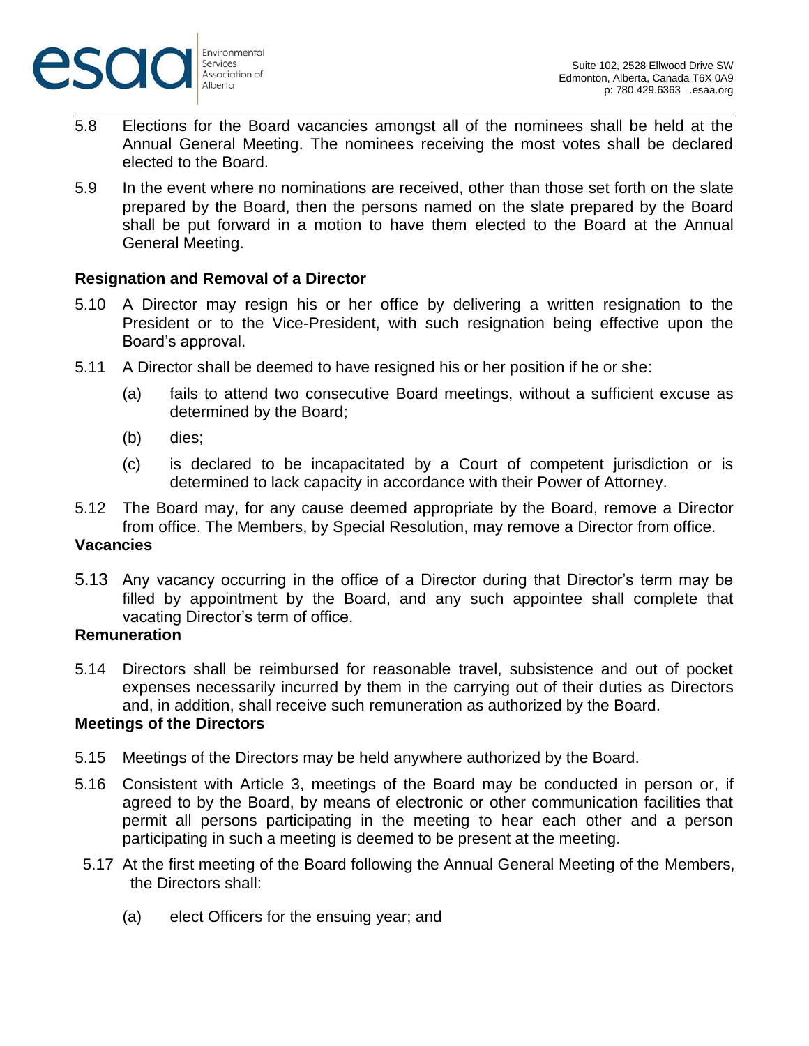5.8 Elections for the Board vacancies amongst all of the nominees shall be held at the Annual General Meeting. The nominees receiving the most votes shall be declared elected to the Board.

5.9 In the event where no nominations are received, other than those set forth on the slate prepared by the Board, then the persons named on the slate prepared by the Board shall be put forward in a motion to have them elected to the Board at the Annual General Meeting.

**Resignation and Removal of a Director**

5.10 A Director may resign his or her office by delivering a written resignation to the President or to the Vice-President, with such resignation being effective upon the Board's approval.

5.11 A Director shall be deemed to have resigned his or her position if he or she:

(a) fails to attend two consecutive Board meetings, without a sufficient excuse as determined by the Board;

(b) dies;

(c) is declared to be incapacitated by a Court of competent jurisdiction or is determined to lack capacity in accordance with their Power of Attorney.

5.12 The Board may, for any cause deemed appropriate by the Board, remove a Director from office. The Members, by Special Resolution, may remove a Director from office.

**Vacancies**

5.13 Any vacancy occurring in the office of a Director during that Director's term may be filled by appointment by the Board, and any such appointee shall complete that vacating Director's term of office.

**Remuneration**

5.14 Directors shall be reimbursed for reasonable travel, subsistence and out of pocket expenses necessarily incurred by them in the carrying out of their duties as Directors and, in addition, shall receive such remuneration as authorized by the Board.

**Meetings of the Directors**

5.15 Meetings of the Directors may be held anywhere authorized by the Board.

5.16 Consistent with Article 3, meetings of the Board may be conducted in person or, if agreed to by the Board, by means of electronic or other communication facilities that permit all persons participating in the meeting to hear each other and a person participating in such a meeting is deemed to be present at the meeting.

5.17 At the first meeting of the Board following the Annual General Meeting of the Members, the Directors shall:

(a) elect Officers for the ensuing year; and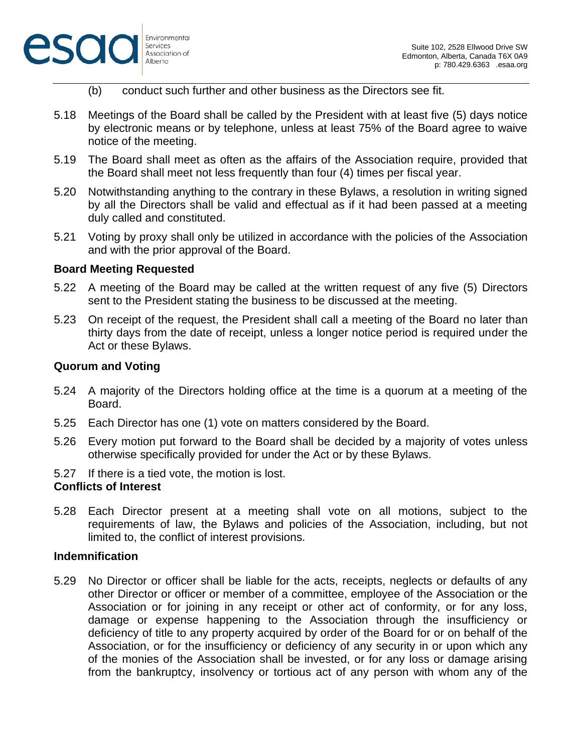(b) conduct such further and other business as the Directors see fit.

5.18 Meetings of the Board shall be called by the President with at least five (5) days notice by electronic means or by telephone, unless at least 75% of the Board agree to waive notice of the meeting.

5.19 The Board shall meet as often as the affairs of the Association require, provided that the Board shall meet not less frequently than four (4) times per fiscal year.

5.20 Notwithstanding anything to the contrary in these Bylaws, a resolution in writing signed by all the Directors shall be valid and effectual as if it had been passed at a meeting duly called and constituted.

5.21 Voting by proxy shall only be utilized in accordance with the policies of the Association and with the prior approval of the Board.

### Board Meeting Requested

5.22 A meeting of the Board may be called at the written request of any five (5) Directors sent to the President stating the business to be discussed at the meeting.

5.23 On receipt of the request, the President shall call a meeting of the Board no later than thirty days from the date of receipt, unless a longer notice period is required under the Act or these Bylaws.

### Quorum and Voting

5.24 A majority of the Directors holding office at the time is a quorum at a meeting of the Board.

5.25 Each Director has one (1) vote on matters considered by the Board.

5.26 Every motion put forward to the Board shall be decided by a majority of votes unless otherwise specifically provided for under the Act or by these Bylaws.

5.27 If there is a tied vote, the motion is lost.

### Conflicts of Interest

5.28 Each Director present at a meeting shall vote on all motions, subject to the requirements of law, the Bylaws and policies of the Association, including, but not limited to, the conflict of interest provisions.

### Indemnification

5.29 No Director or officer shall be liable for the acts, receipts, neglects or defaults of any other Director or officer or member of a committee, employee of the Association or the Association or for joining in any receipt or other act of conformity, or for any loss, damage or expense happening to the Association through the insufficiency or deficiency of title to any property acquired by order of the Board for or on behalf of the Association, or for the insufficiency or deficiency of any security in or upon which any of the monies of the Association shall be invested, or for any loss or damage arising from the bankruptcy, insolvency or tortious act of any person with whom any of the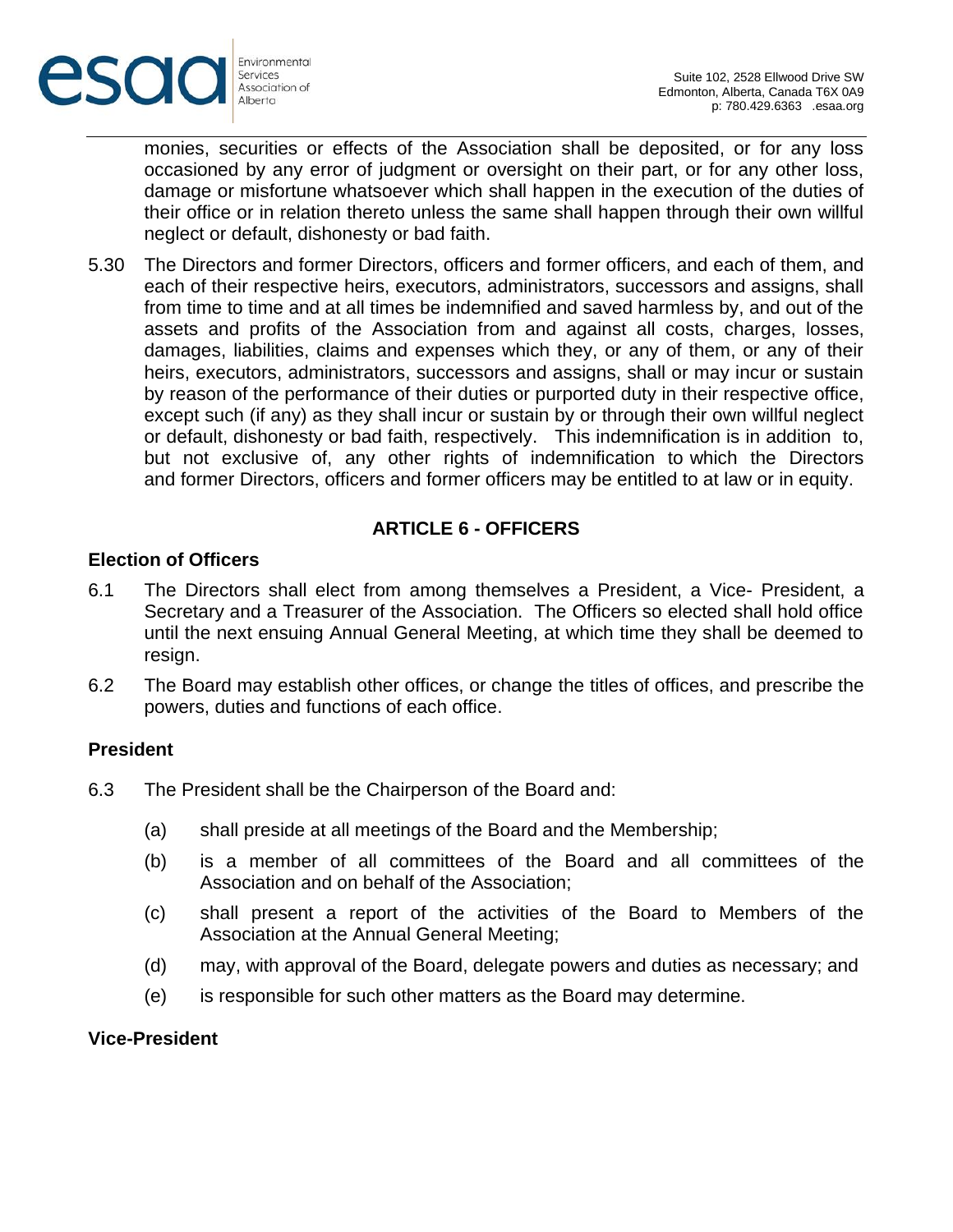monies, securities or effects of the Association shall be deposited, or for any loss occasioned by any error of judgment or oversight on their part, or for any other loss, damage or misfortune whatsoever which shall happen in the execution of the duties of their office or in relation thereto unless the same shall happen through their own willful neglect or default, dishonesty or bad faith.

5.30 The Directors and former Directors, officers and former officers, and each of them, and each of their respective heirs, executors, administrators, successors and assigns, shall from time to time and at all times be indemnified and saved harmless by, and out of the assets and profits of the Association from and against all costs, charges, losses, damages, liabilities, claims and expenses which they, or any of them, or any of their heirs, executors, administrators, successors and assigns, shall or may incur or sustain by reason of the performance of their duties or purported duty in their respective office, except such (if any) as they shall incur or sustain by or through their own willful neglect or default, dishonesty or bad faith, respectively. This indemnification is in addition to, but not exclusive of, any other rights of indemnification to which the Directors and former Directors, officers and former officers may be entitled to at law or in equity.

## ARTICLE 6 - OFFICERS

### Election of Officers

6.1 The Directors shall elect from among themselves a President, a Vice- President, a Secretary and a Treasurer of the Association. The Officers so elected shall hold office until the next ensuing Annual General Meeting, at which time they shall be deemed to resign.

6.2 The Board may establish other offices, or change the titles of offices, and prescribe the powers, duties and functions of each office.

### President

6.3 The President shall be the Chairperson of the Board and:

(a) shall preside at all meetings of the Board and the Membership;

(b) is a member of all committees of the Board and all committees of the Association and on behalf of the Association;

(c) shall present a report of the activities of the Board to Members of the Association at the Annual General Meeting;

(d) may, with approval of the Board, delegate powers and duties as necessary; and

(e) is responsible for such other matters as the Board may determine.

### Vice-President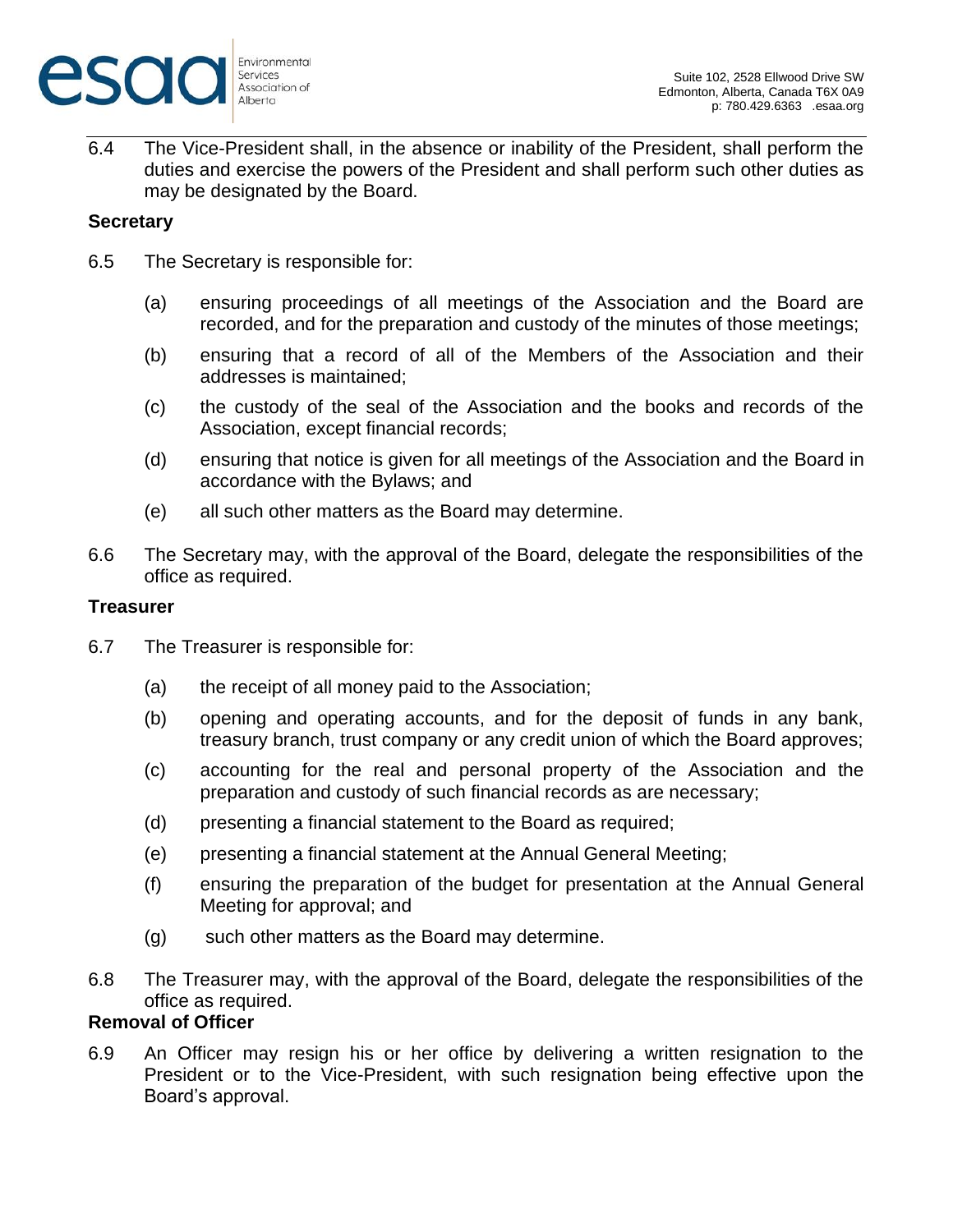6.4 The Vice-President shall, in the absence or inability of the President, shall perform the duties and exercise the powers of the President and shall perform such other duties as may be designated by the Board.

**Secretary**

6.5 The Secretary is responsible for:

(a) ensuring proceedings of all meetings of the Association and the Board are recorded, and for the preparation and custody of the minutes of those meetings;

(b) ensuring that a record of all of the Members of the Association and their addresses is maintained;

(c) the custody of the seal of the Association and the books and records of the Association, except financial records;

(d) ensuring that notice is given for all meetings of the Association and the Board in accordance with the Bylaws; and

(e) all such other matters as the Board may determine.

6.6 The Secretary may, with the approval of the Board, delegate the responsibilities of the office as required.

**Treasurer**

6.7 The Treasurer is responsible for:

(a) the receipt of all money paid to the Association;

(b) opening and operating accounts, and for the deposit of funds in any bank, treasury branch, trust company or any credit union of which the Board approves;

(c) accounting for the real and personal property of the Association and the preparation and custody of such financial records as are necessary;

(d) presenting a financial statement to the Board as required;

(e) presenting a financial statement at the Annual General Meeting;

(f) ensuring the preparation of the budget for presentation at the Annual General Meeting for approval; and

(g) such other matters as the Board may determine.

6.8 The Treasurer may, with the approval of the Board, delegate the responsibilities of the office as required.

**Removal of Officer**

6.9 An Officer may resign his or her office by delivering a written resignation to the President or to the Vice-President, with such resignation being effective upon the Board's approval.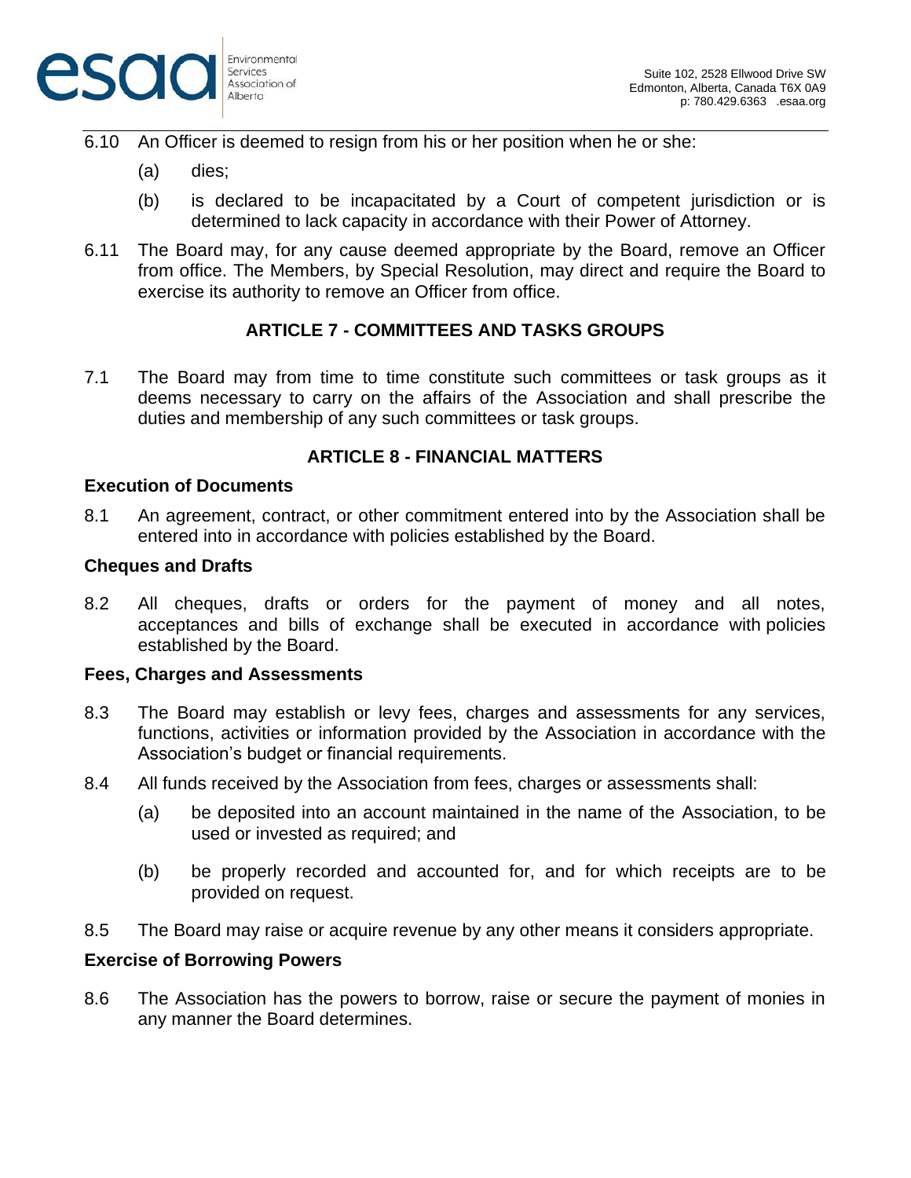6.10 An Officer is deemed to resign from his or her position when he or she:

(a) dies;

(b) is declared to be incapacitated by a Court of competent jurisdiction or is determined to lack capacity in accordance with their Power of Attorney.

6.11 The Board may, for any cause deemed appropriate by the Board, remove an Officer from office. The Members, by Special Resolution, may direct and require the Board to exercise its authority to remove an Officer from office.

## ARTICLE 7 - COMMITTEES AND TASKS GROUPS

7.1 The Board may from time to time constitute such committees or task groups as it deems necessary to carry on the affairs of the Association and shall prescribe the duties and membership of any such committees or task groups.

## ARTICLE 8 - FINANCIAL MATTERS

### Execution of Documents

8.1 An agreement, contract, or other commitment entered into by the Association shall be entered into in accordance with policies established by the Board.

### Cheques and Drafts

8.2 All cheques, drafts or orders for the payment of money and all notes, acceptances and bills of exchange shall be executed in accordance with policies established by the Board.

### Fees, Charges and Assessments

8.3 The Board may establish or levy fees, charges and assessments for any services, functions, activities or information provided by the Association in accordance with the Association's budget or financial requirements.

8.4 All funds received by the Association from fees, charges or assessments shall:

(a) be deposited into an account maintained in the name of the Association, to be used or invested as required; and

(b) be properly recorded and accounted for, and for which receipts are to be provided on request.

8.5 The Board may raise or acquire revenue by any other means it considers appropriate.

### Exercise of Borrowing Powers

8.6 The Association has the powers to borrow, raise or secure the payment of monies in any manner the Board determines.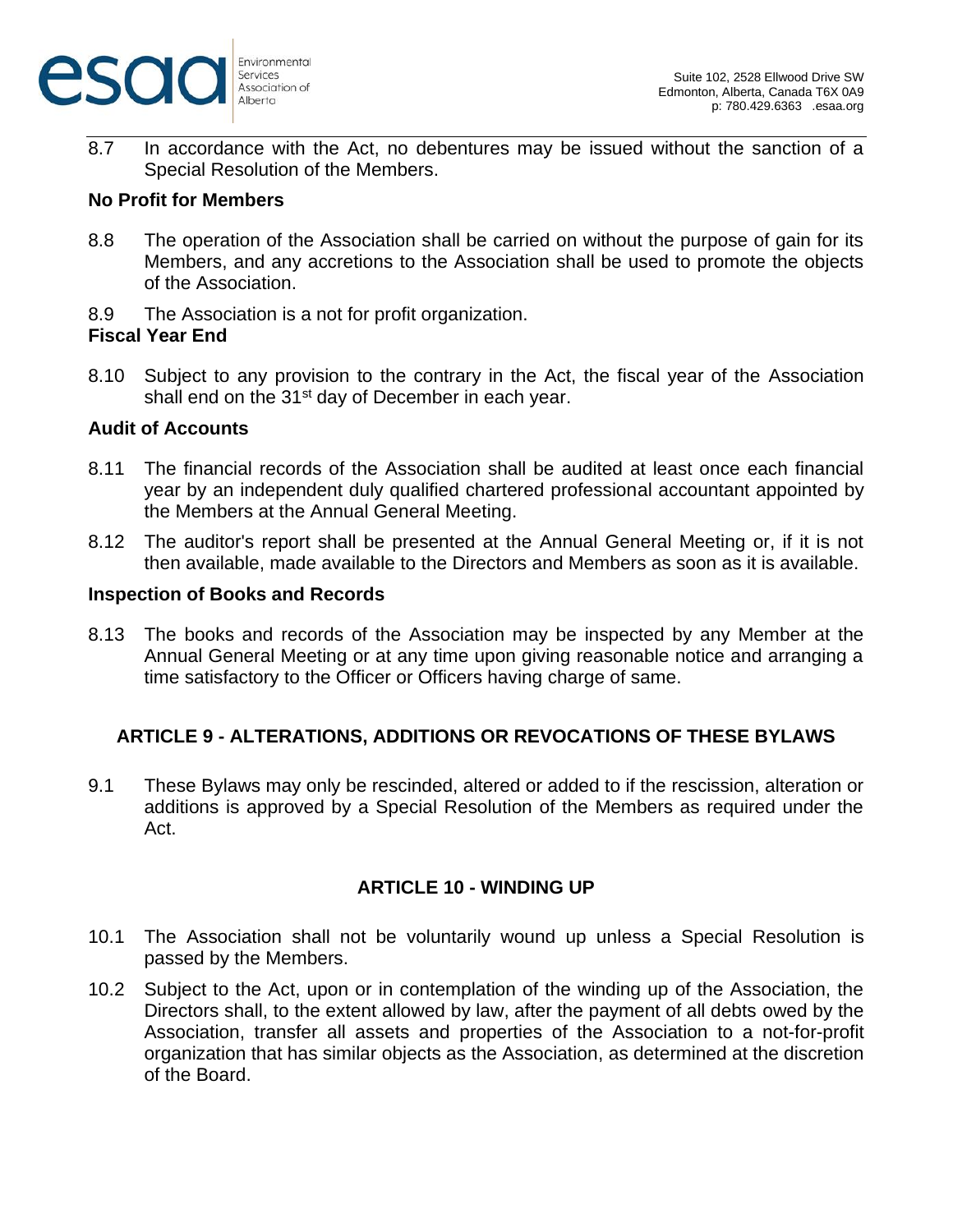8.7 In accordance with the Act, no debentures may be issued without the sanction of a Special Resolution of the Members.

**No Profit for Members**

8.8 The operation of the Association shall be carried on without the purpose of gain for its Members, and any accretions to the Association shall be used to promote the objects of the Association.

8.9 The Association is a not for profit organization.

**Fiscal Year End**

8.10 Subject to any provision to the contrary in the Act, the fiscal year of the Association shall end on the 31st day of December in each year.

**Audit of Accounts**

8.11 The financial records of the Association shall be audited at least once each financial year by an independent duly qualified chartered professional accountant appointed by the Members at the Annual General Meeting.

8.12 The auditor's report shall be presented at the Annual General Meeting or, if it is not then available, made available to the Directors and Members as soon as it is available.

**Inspection of Books and Records**

8.13 The books and records of the Association may be inspected by any Member at the Annual General Meeting or at any time upon giving reasonable notice and arranging a time satisfactory to the Officer or Officers having charge of same.

## ARTICLE 9 - ALTERATIONS, ADDITIONS OR REVOCATIONS OF THESE BYLAWS

9.1 These Bylaws may only be rescinded, altered or added to if the rescission, alteration or additions is approved by a Special Resolution of the Members as required under the Act.

## ARTICLE 10 - WINDING UP

10.1 The Association shall not be voluntarily wound up unless a Special Resolution is passed by the Members.

10.2 Subject to the Act, upon or in contemplation of the winding up of the Association, the Directors shall, to the extent allowed by law, after the payment of all debts owed by the Association, transfer all assets and properties of the Association to a not-for-profit organization that has similar objects as the Association, as determined at the discretion of the Board.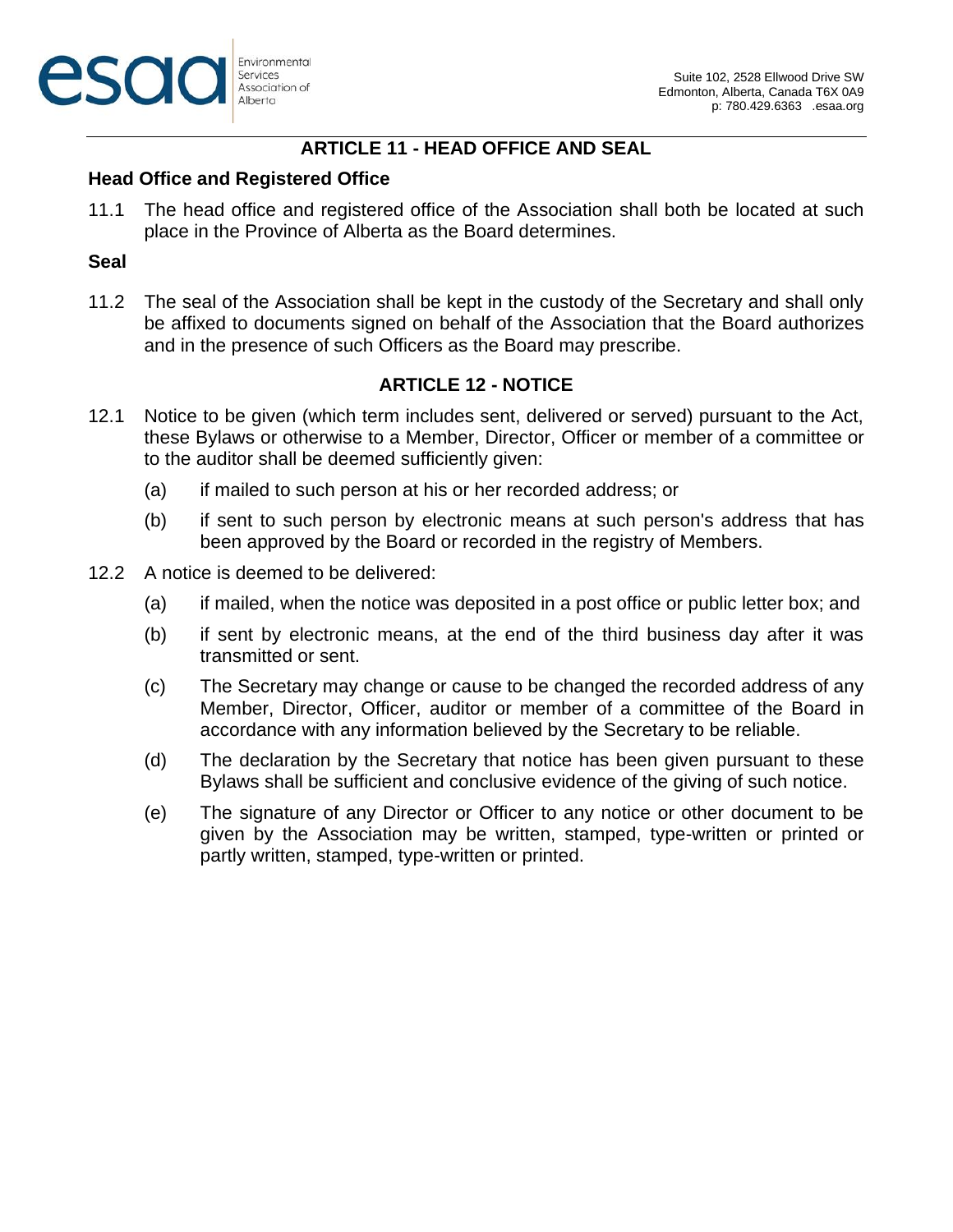## ARTICLE 11 - HEAD OFFICE AND SEAL

### Head Office and Registered Office

11.1 The head office and registered office of the Association shall both be located at such place in the Province of Alberta as the Board determines.

### Seal

11.2 The seal of the Association shall be kept in the custody of the Secretary and shall only be affixed to documents signed on behalf of the Association that the Board authorizes and in the presence of such Officers as the Board may prescribe.

## ARTICLE 12 - NOTICE

12.1 Notice to be given (which term includes sent, delivered or served) pursuant to the Act, these Bylaws or otherwise to a Member, Director, Officer or member of a committee or to the auditor shall be deemed sufficiently given:

- (a) if mailed to such person at his or her recorded address; or
- (b) if sent to such person by electronic means at such person's address that has been approved by the Board or recorded in the registry of Members.

12.2 A notice is deemed to be delivered:

- (a) if mailed, when the notice was deposited in a post office or public letter box; and
- (b) if sent by electronic means, at the end of the third business day after it was transmitted or sent.
- (c) The Secretary may change or cause to be changed the recorded address of any Member, Director, Officer, auditor or member of a committee of the Board in accordance with any information believed by the Secretary to be reliable.
- (d) The declaration by the Secretary that notice has been given pursuant to these Bylaws shall be sufficient and conclusive evidence of the giving of such notice.
- (e) The signature of any Director or Officer to any notice or other document to be given by the Association may be written, stamped, type-written or printed or partly written, stamped, type-written or printed.